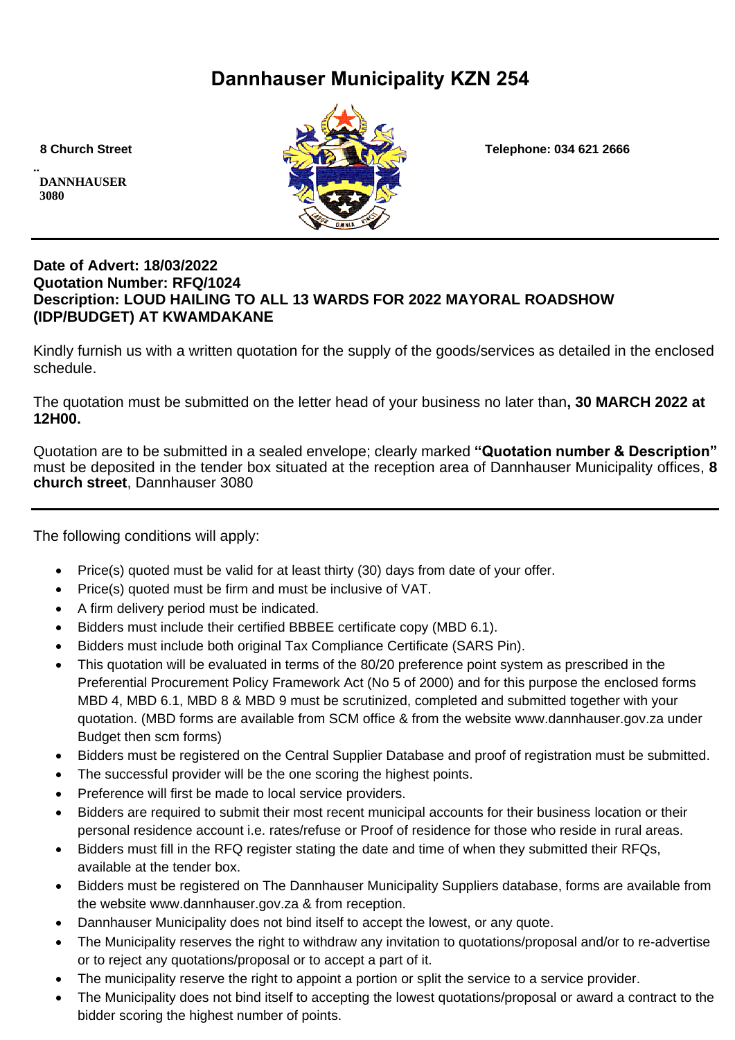# Dannhauser Municipality KZN 254

8 Church Street

..

DANNHAUSER
3080

Telephone: 034 621 2666

---

**Date of Advert: 18/03/2022**
**Quotation Number: RFQ/1024**
**Description: LOUD HAILING TO ALL 13 WARDS FOR 2022 MAYORAL ROADSHOW (IDP/BUDGET) AT KWAMDAKANE**

Kindly furnish us with a written quotation for the supply of the goods/services as detailed in the enclosed schedule.

The quotation must be submitted on the letter head of your business no later than**, 30 MARCH 2022 at 12H00.**

Quotation are to be submitted in a sealed envelope; clearly marked **"Quotation number & Description"** must be deposited in the tender box situated at the reception area of Dannhauser Municipality offices, **8 church street**, Dannhauser 3080

---

The following conditions will apply:

- Price(s) quoted must be valid for at least thirty (30) days from date of your offer.
- Price(s) quoted must be firm and must be inclusive of VAT.
- A firm delivery period must be indicated.
- Bidders must include their certified BBBEE certificate copy (MBD 6.1).
- Bidders must include both original Tax Compliance Certificate (SARS Pin).
- This quotation will be evaluated in terms of the 80/20 preference point system as prescribed in the Preferential Procurement Policy Framework Act (No 5 of 2000) and for this purpose the enclosed forms MBD 4, MBD 6.1, MBD 8 & MBD 9 must be scrutinized, completed and submitted together with your quotation. (MBD forms are available from SCM office & from the website www.dannhauser.gov.za under Budget then scm forms)
- Bidders must be registered on the Central Supplier Database and proof of registration must be submitted.
- The successful provider will be the one scoring the highest points.
- Preference will first be made to local service providers.
- Bidders are required to submit their most recent municipal accounts for their business location or their personal residence account i.e. rates/refuse or Proof of residence for those who reside in rural areas.
- Bidders must fill in the RFQ register stating the date and time of when they submitted their RFQs, available at the tender box.
- Bidders must be registered on The Dannhauser Municipality Suppliers database, forms are available from the website www.dannhauser.gov.za & from reception.
- Dannhauser Municipality does not bind itself to accept the lowest, or any quote.
- The Municipality reserves the right to withdraw any invitation to quotations/proposal and/or to re-advertise or to reject any quotations/proposal or to accept a part of it.
- The municipality reserve the right to appoint a portion or split the service to a service provider.
- The Municipality does not bind itself to accepting the lowest quotations/proposal or award a contract to the bidder scoring the highest number of points.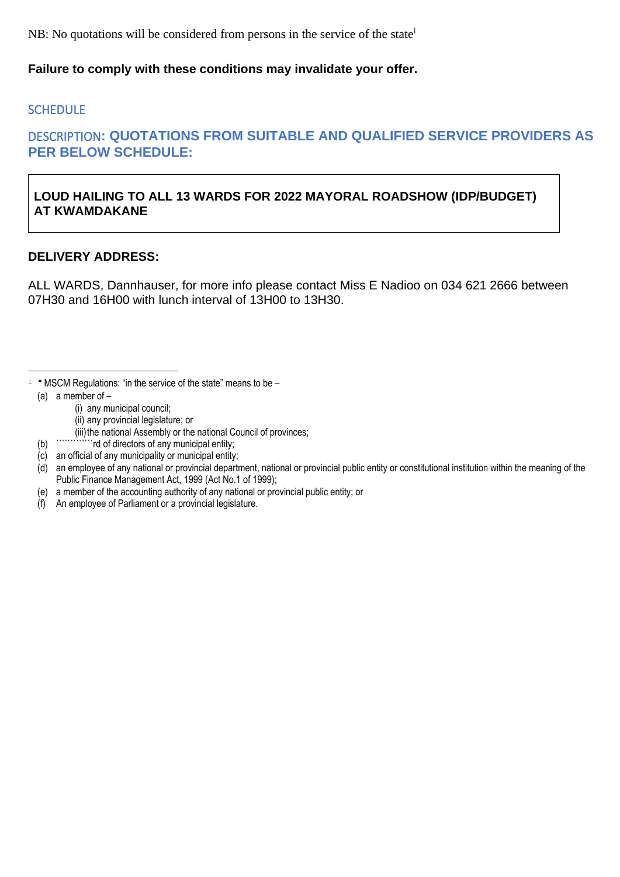NB: No quotations will be considered from persons in the service of the state[i]

**Failure to comply with these conditions may invalidate your offer.**

## SCHEDULE

## DESCRIPTION: QUOTATIONS FROM SUITABLE AND QUALIFIED SERVICE PROVIDERS AS PER BELOW SCHEDULE:

**LOUD HAILING TO ALL 13 WARDS FOR 2022 MAYORAL ROADSHOW (IDP/BUDGET) AT KWAMDAKANE**

**DELIVERY ADDRESS:**

ALL WARDS, Dannhauser, for more info please contact Miss E Nadioo on 034 621 2666 between 07H30 and 16H00 with lunch interval of 13H00 to 13H30.

---

[i] * MSCM Regulations: "in the service of the state" means to be –

(a) a member of –
   (i) any municipal council;
   (ii) any provincial legislature; or
   (iii) the national Assembly or the national Council of provinces;
(b) ````````````rd of directors of any municipal entity;
(c) an official of any municipality or municipal entity;
(d) an employee of any national or provincial department, national or provincial public entity or constitutional institution within the meaning of the Public Finance Management Act, 1999 (Act No.1 of 1999);
(e) a member of the accounting authority of any national or provincial public entity; or
(f) An employee of Parliament or a provincial legislature.